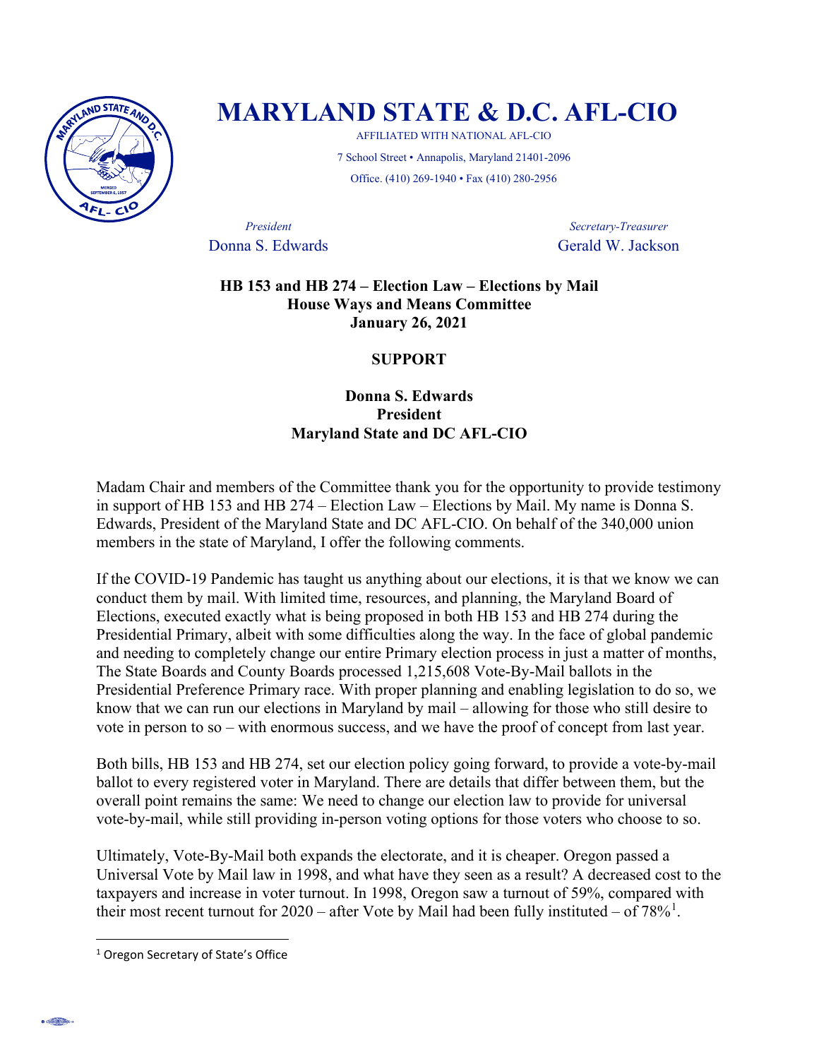# MARYLAND STATE & D.C. AFL-CIO

AFFILIATED WITH NATIONAL AFL-CIO

7 School Street • Annapolis, Maryland 21401-2096

Office. (410) 269-1940 • Fax (410) 280-2956

*President*
Donna S. Edwards

*Secretary-Treasurer*
Gerald W. Jackson

**HB 153 and HB 274 – Election Law – Elections by Mail**
**House Ways and Means Committee**
**January 26, 2021**

**SUPPORT**

**Donna S. Edwards**
**President**
**Maryland State and DC AFL-CIO**

Madam Chair and members of the Committee thank you for the opportunity to provide testimony in support of HB 153 and HB 274 – Election Law – Elections by Mail. My name is Donna S. Edwards, President of the Maryland State and DC AFL-CIO. On behalf of the 340,000 union members in the state of Maryland, I offer the following comments.

If the COVID-19 Pandemic has taught us anything about our elections, it is that we know we can conduct them by mail. With limited time, resources, and planning, the Maryland Board of Elections, executed exactly what is being proposed in both HB 153 and HB 274 during the Presidential Primary, albeit with some difficulties along the way. In the face of global pandemic and needing to completely change our entire Primary election process in just a matter of months, The State Boards and County Boards processed 1,215,608 Vote-By-Mail ballots in the Presidential Preference Primary race. With proper planning and enabling legislation to do so, we know that we can run our elections in Maryland by mail – allowing for those who still desire to vote in person to so – with enormous success, and we have the proof of concept from last year.

Both bills, HB 153 and HB 274, set our election policy going forward, to provide a vote-by-mail ballot to every registered voter in Maryland. There are details that differ between them, but the overall point remains the same: We need to change our election law to provide for universal vote-by-mail, while still providing in-person voting options for those voters who choose to so.

Ultimately, Vote-By-Mail both expands the electorate, and it is cheaper. Oregon passed a Universal Vote by Mail law in 1998, and what have they seen as a result? A decreased cost to the taxpayers and increase in voter turnout. In 1998, Oregon saw a turnout of 59%, compared with their most recent turnout for 2020 – after Vote by Mail had been fully instituted – of 78%[1].

---

[1] Oregon Secretary of State's Office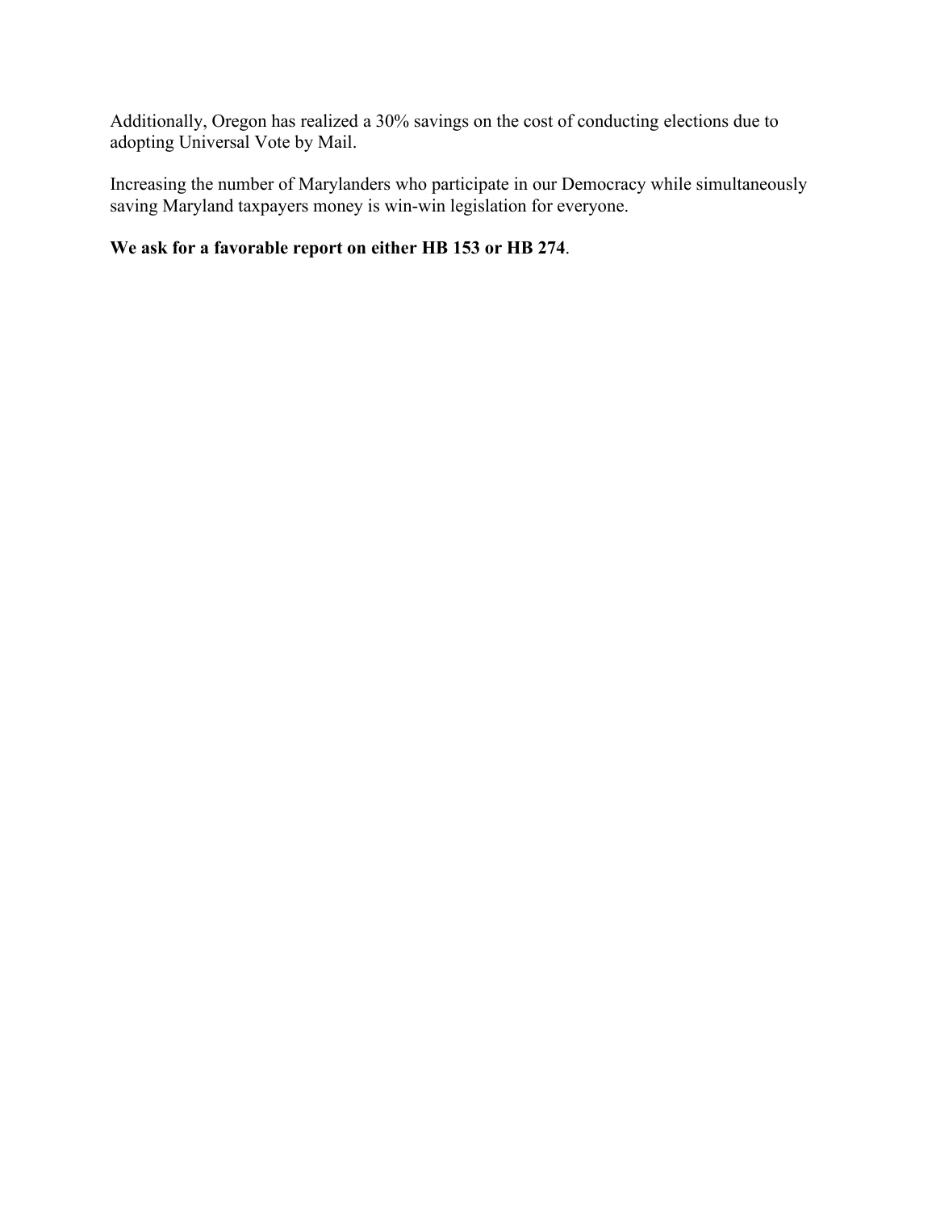Additionally, Oregon has realized a 30% savings on the cost of conducting elections due to adopting Universal Vote by Mail.

Increasing the number of Marylanders who participate in our Democracy while simultaneously saving Maryland taxpayers money is win-win legislation for everyone.

**We ask for a favorable report on either HB 153 or HB 274**.